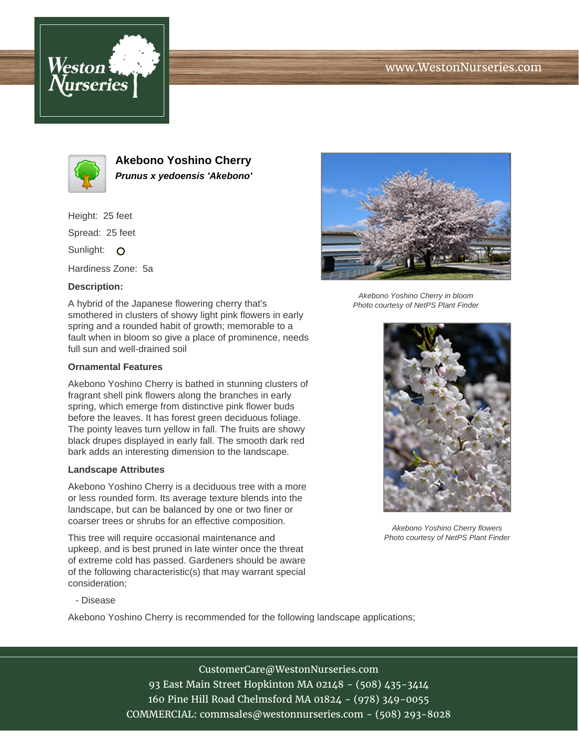# Akebono Yoshino Cherry

***Prunus x yedoensis 'Akebono'***

Height: 25 feet

Spread: 25 feet

Sunlight:

Hardiness Zone: 5a

**Description:**

A hybrid of the Japanese flowering cherry that's smothered in clusters of showy light pink flowers in early spring and a rounded habit of growth; memorable to a fault when in bloom so give a place of prominence, needs full sun and well-drained soil

**Ornamental Features**

Akebono Yoshino Cherry is bathed in stunning clusters of fragrant shell pink flowers along the branches in early spring, which emerge from distinctive pink flower buds before the leaves. It has forest green deciduous foliage. The pointy leaves turn yellow in fall. The fruits are showy black drupes displayed in early fall. The smooth dark red bark adds an interesting dimension to the landscape.

**Landscape Attributes**

Akebono Yoshino Cherry is a deciduous tree with a more or less rounded form. Its average texture blends into the landscape, but can be balanced by one or two finer or coarser trees or shrubs for an effective composition.

This tree will require occasional maintenance and upkeep, and is best pruned in late winter once the threat of extreme cold has passed. Gardeners should be aware of the following characteristic(s) that may warrant special consideration;

- Disease

Akebono Yoshino Cherry is recommended for the following landscape applications;

*Akebono Yoshino Cherry in bloom*
*Photo courtesy of NetPS Plant Finder*

*Akebono Yoshino Cherry flowers*
*Photo courtesy of NetPS Plant Finder*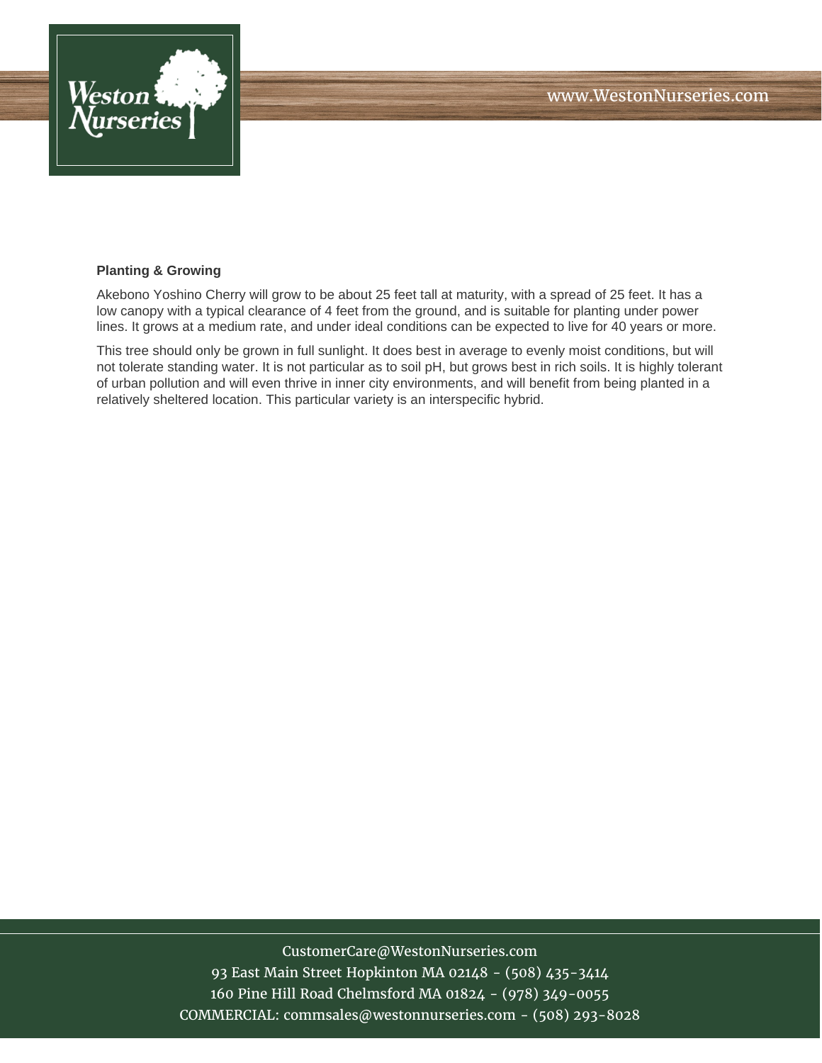**Planting & Growing**

Akebono Yoshino Cherry will grow to be about 25 feet tall at maturity, with a spread of 25 feet. It has a low canopy with a typical clearance of 4 feet from the ground, and is suitable for planting under power lines. It grows at a medium rate, and under ideal conditions can be expected to live for 40 years or more.

This tree should only be grown in full sunlight. It does best in average to evenly moist conditions, but will not tolerate standing water. It is not particular as to soil pH, but grows best in rich soils. It is highly tolerant of urban pollution and will even thrive in inner city environments, and will benefit from being planted in a relatively sheltered location. This particular variety is an interspecific hybrid.